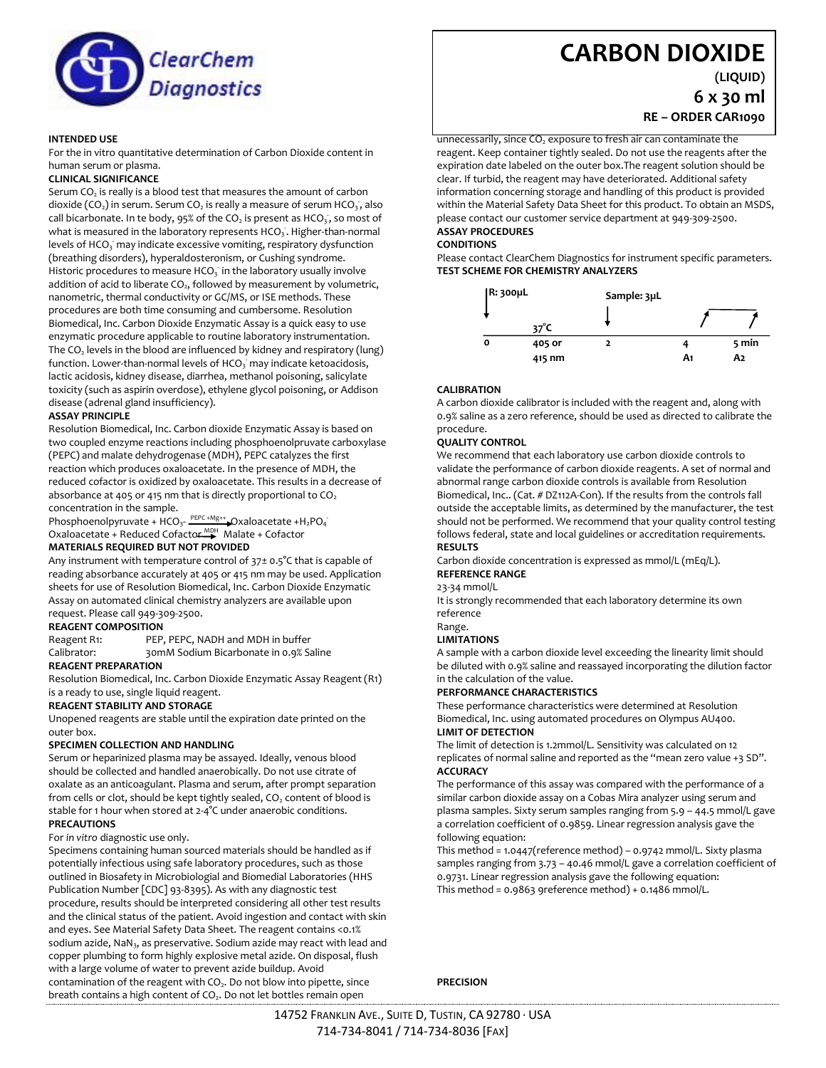ClearChem Diagnostics

# CARBON DIOXIDE

**(LIQUID)**

**6 x 30 ml**

**RE – ORDER CAR1090**

**INTENDED USE**

For the in vitro quantitative determination of Carbon Dioxide content in human serum or plasma.

**CLINICAL SIGNIFICANCE**

Serum $CO_2$ is really is a blood test that measures the amount of carbon dioxide ($CO_2$) in serum. Serum $CO_2$ is really a measure of serum $HCO_3^-$, also call bicarbonate. In te body, 95% of the $CO_2$ is present as $HCO_3^-$, so most of what is measured in the laboratory represents $HCO_3^-$. Higher-than-normal levels of $HCO_3^-$ may indicate excessive vomiting, respiratory dysfunction (breathing disorders), hyperaldosteronism, or Cushing syndrome. Historic procedures to measure $HCO_3^-$ in the laboratory usually involve addition of acid to liberate $CO_2$, followed by measurement by volumetric, nanometric, thermal conductivity or GC/MS, or ISE methods. These procedures are both time consuming and cumbersome. Resolution Biomedical, Inc. Carbon Dioxide Enzymatic Assay is a quick easy to use enzymatic procedure applicable to routine laboratory instrumentation. The $CO_2$ levels in the blood are influenced by kidney and respiratory (lung) function. Lower-than-normal levels of $HCO_3^-$ may indicate ketoacidosis, lactic acidosis, kidney disease, diarrhea, methanol poisoning, salicylate toxicity (such as aspirin overdose), ethylene glycol poisoning, or Addison disease (adrenal gland insufficiency).

**ASSAY PRINCIPLE**

Resolution Biomedical, Inc. Carbon dioxide Enzymatic Assay is based on two coupled enzyme reactions including phosphoenolpyruvate carboxylase (PEPC) and malate dehydrogenase (MDH), PEPC catalyzes the first reaction which produces oxaloacetate. In the presence of MDH, the reduced cofactor is oxidized by oxaloacetate. This results in a decrease of absorbance at 405 or 415 nm that is directly proportional to $CO_2$ concentration in the sample.

$$\text{Phosphoenolpyruvate} + HCO_3^- \xrightarrow{PEPC + Mg^{++}} \text{Oxaloacetate} + H_2PO_4^-$$

$$\text{Oxaloacetate} + \text{Reduced Cofactor} \xrightarrow{MDH} \text{Malate} + \text{Cofactor}$$

**MATERIALS REQUIRED BUT NOT PROVIDED**

Any instrument with temperature control of 37± 0.5°C that is capable of reading absorbance accurately at 405 or 415 nm may be used. Application sheets for use of Resolution Biomedical, Inc. Carbon Dioxide Enzymatic Assay on automated clinical chemistry analyzers are available upon request. Please call 949-309-2500.

**REAGENT COMPOSITION**

| | |
|---|---|
| Reagent R1: | PEP, PEPC, NADH and MDH in buffer |
| Calibrator: | 30mM Sodium Bicarbonate in 0.9% Saline |

**REAGENT PREPARATION**

Resolution Biomedical, Inc. Carbon Dioxide Enzymatic Assay Reagent (R1) is a ready to use, single liquid reagent.

**REAGENT STABILITY AND STORAGE**

Unopened reagents are stable until the expiration date printed on the outer box.

**SPECIMEN COLLECTION AND HANDLING**

Serum or heparinized plasma may be assayed. Ideally, venous blood should be collected and handled anaerobically. Do not use citrate of oxalate as an anticoagulant. Plasma and serum, after prompt separation from cells or clot, should be kept tightly sealed, $CO_2$ content of blood is stable for 1 hour when stored at 2-4°C under anaerobic conditions.

**PRECAUTIONS**

For *in vitro* diagnostic use only.

Specimens containing human sourced materials should be handled as if potentially infectious using safe laboratory procedures, such as those outlined in Biosafety in Microbiological and Biomedial Laboratories (HHS Publication Number [CDC] 93-8395). As with any diagnostic test procedure, results should be interpreted considering all other test results and the clinical status of the patient. Avoid ingestion and contact with skin and eyes. See Material Safety Data Sheet. The reagent contains <0.1% sodium azide, $NaN_3$, as preservative. Sodium azide may react with lead and copper plumbing to form highly explosive metal azide. On disposal, flush with a large volume of water to prevent azide buildup. Avoid contamination of the reagent with $CO_2$. Do not blow into pipette, since breath contains a high content of $CO_2$. Do not let bottles remain open unnecessarily, since $CO_2$ exposure to fresh air can contaminate the reagent. Keep container tightly sealed. Do not use the reagents after the expiration date labeled on the outer box.The reagent solution should be clear. If turbid, the reagent may have deteriorated. Additional safety information concerning storage and handling of this product is provided within the Material Safety Data Sheet for this product. To obtain an MSDS, please contact our customer service department at 949-309-2500.

**ASSAY PROCEDURES**

**CONDITIONS**

Please contact ClearChem Diagnostics for instrument specific parameters.

**TEST SCHEME FOR CHEMISTRY ANALYZERS**

| R: 300µL | | Sample: 3µL | | |
|---|---|---|---|---|
| | 37°C | | | |
| 0 | 405 or 415 nm | 2 | 4 | 5 min |
| | | | A1 | A2 |

**CALIBRATION**

A carbon dioxide calibrator is included with the reagent and, along with 0.9% saline as a zero reference, should be used as directed to calibrate the procedure.

**QUALITY CONTROL**

We recommend that each laboratory use carbon dioxide controls to validate the performance of carbon dioxide reagents. A set of normal and abnormal range carbon dioxide controls is available from Resolution Biomedical, Inc.. (Cat. # DZ112A-Con). If the results from the controls fall outside the acceptable limits, as determined by the manufacturer, the test should not be performed. We recommend that your quality control testing follows federal, state and local guidelines or accreditation requirements.

**RESULTS**

Carbon dioxide concentration is expressed as mmol/L (mEq/L).

**REFERENCE RANGE**

23-34 mmol/L

It is strongly recommended that each laboratory determine its own reference

Range.

**LIMITATIONS**

A sample with a carbon dioxide level exceeding the linearity limit should be diluted with 0.9% saline and reassayed incorporating the dilution factor in the calculation of the value.

**PERFORMANCE CHARACTERISTICS**

These performance characteristics were determined at Resolution Biomedical, Inc. using automated procedures on Olympus AU400.

**LIMIT OF DETECTION**

The limit of detection is 1.2mmol/L. Sensitivity was calculated on 12 replicates of normal saline and reported as the "mean zero value +3 SD".

**ACCURACY**

The performance of this assay was compared with the performance of a similar carbon dioxide assay on a Cobas Mira analyzer using serum and plasma samples. Sixty serum samples ranging from 5.9 – 44.5 mmol/L gave a correlation coefficient of 0.9859. Linear regression analysis gave the following equation:

This method = 1.0447(reference method) – 0.9742 mmol/L. Sixty plasma samples ranging from 3.73 – 40.46 mmol/L gave a correlation coefficient of 0.9731. Linear regression analysis gave the following equation:

This method = 0.9863 9reference method) + 0.1486 mmol/L.

**PRECISION**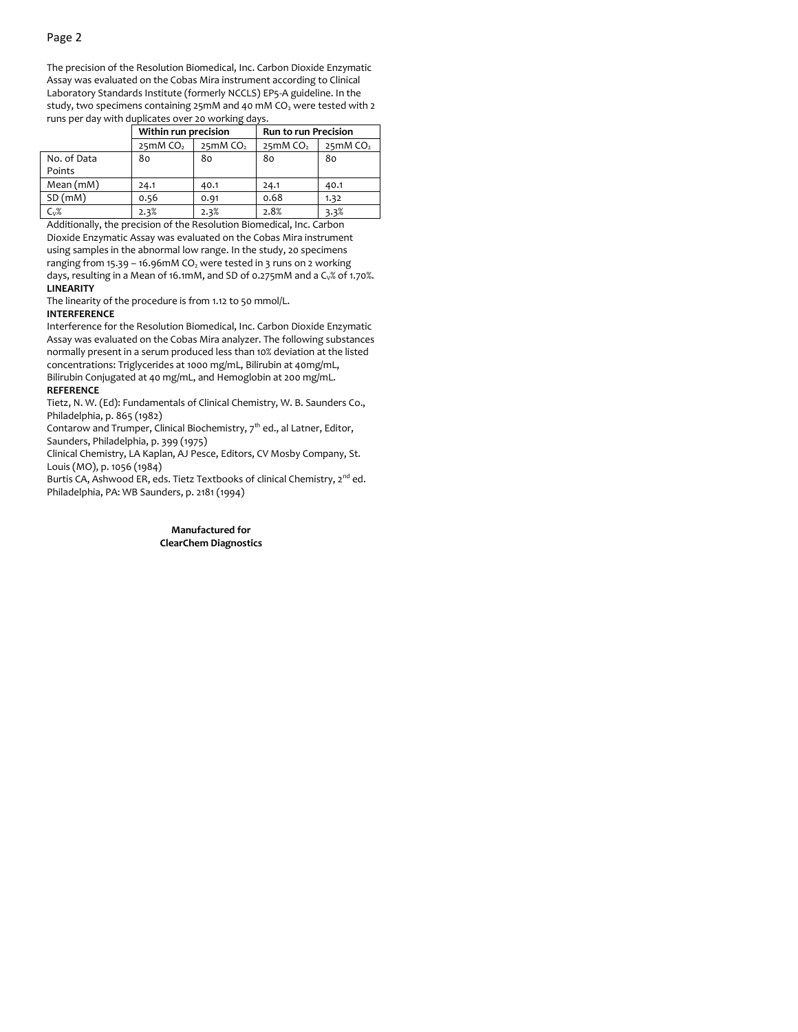The precision of the Resolution Biomedical, Inc. Carbon Dioxide Enzymatic Assay was evaluated on the Cobas Mira instrument according to Clinical Laboratory Standards Institute (formerly NCCLS) EP5-A guideline. In the study, two specimens containing 25mM and 40 mM $CO_2$ were tested with 2 runs per day with duplicates over 20 working days.

| | Within run precision | | Run to run Precision | |
|---|---|---|---|---|
| | 25mM $CO_2$ | 25mM $CO_2$ | 25mM $CO_2$ | 25mM $CO_2$ |
| No. of Data Points | 80 | 80 | 80 | 80 |
| Mean (mM) | 24.1 | 40.1 | 24.1 | 40.1 |
| SD (mM) | 0.56 | 0.91 | 0.68 | 1.32 |
| $C_V$% | 2.3% | 2.3% | 2.8% | 3.3% |

Additionally, the precision of the Resolution Biomedical, Inc. Carbon Dioxide Enzymatic Assay was evaluated on the Cobas Mira instrument using samples in the abnormal low range. In the study, 20 specimens ranging from 15.39 – 16.96mM $CO_2$ were tested in 3 runs on 2 working days, resulting in a Mean of 16.1mM, and SD of 0.275mM and a $C_V$% of 1.70%.

**LINEARITY**

The linearity of the procedure is from 1.12 to 50 mmol/L.

**INTERFERENCE**

Interference for the Resolution Biomedical, Inc. Carbon Dioxide Enzymatic Assay was evaluated on the Cobas Mira analyzer. The following substances normally present in a serum produced less than 10% deviation at the listed concentrations: Triglycerides at 1000 mg/mL, Bilirubin at 40mg/mL, Bilirubin Conjugated at 40 mg/mL, and Hemoglobin at 200 mg/mL.

**REFERENCE**

Tietz, N. W. (Ed): Fundamentals of Clinical Chemistry, W. B. Saunders Co., Philadelphia, p. 865 (1982)

Contarow and Trumper, Clinical Biochemistry, 7th ed., al Latner, Editor, Saunders, Philadelphia, p. 399 (1975)

Clinical Chemistry, LA Kaplan, AJ Pesce, Editors, CV Mosby Company, St. Louis (MO), p. 1056 (1984)

Burtis CA, Ashwood ER, eds. Tietz Textbooks of clinical Chemistry, 2nd ed. Philadelphia, PA: WB Saunders, p. 2181 (1994)

**Manufactured for**
**ClearChem Diagnostics**